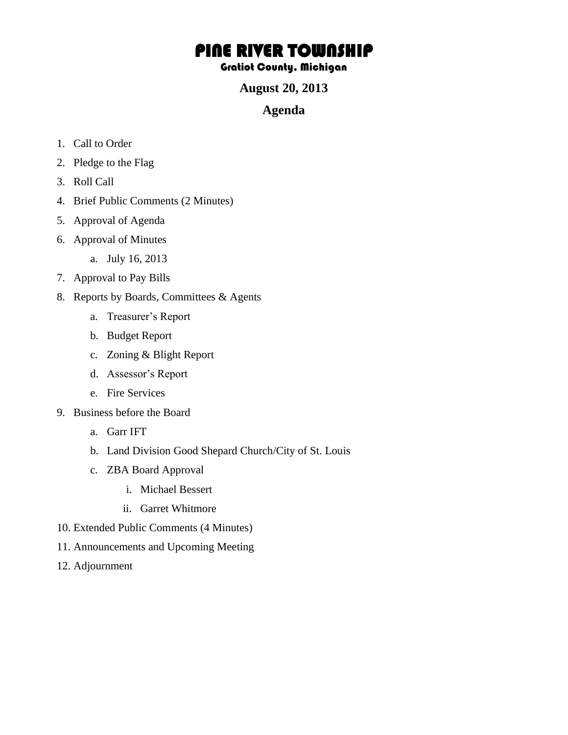# PINE RIVER TOWNSHIP

## Gratiot County, Michigan

### August 20, 2013

### Agenda

1. Call to Order
2. Pledge to the Flag
3. Roll Call
4. Brief Public Comments (2 Minutes)
5. Approval of Agenda
6. Approval of Minutes
    a. July 16, 2013
7. Approval to Pay Bills
8. Reports by Boards, Committees & Agents
    a. Treasurer's Report
    b. Budget Report
    c. Zoning & Blight Report
    d. Assessor's Report
    e. Fire Services
9. Business before the Board
    a. Garr IFT
    b. Land Division Good Shepard Church/City of St. Louis
    c. ZBA Board Approval
        i. Michael Bessert
        ii. Garret Whitmore
10. Extended Public Comments (4 Minutes)
11. Announcements and Upcoming Meeting
12. Adjournment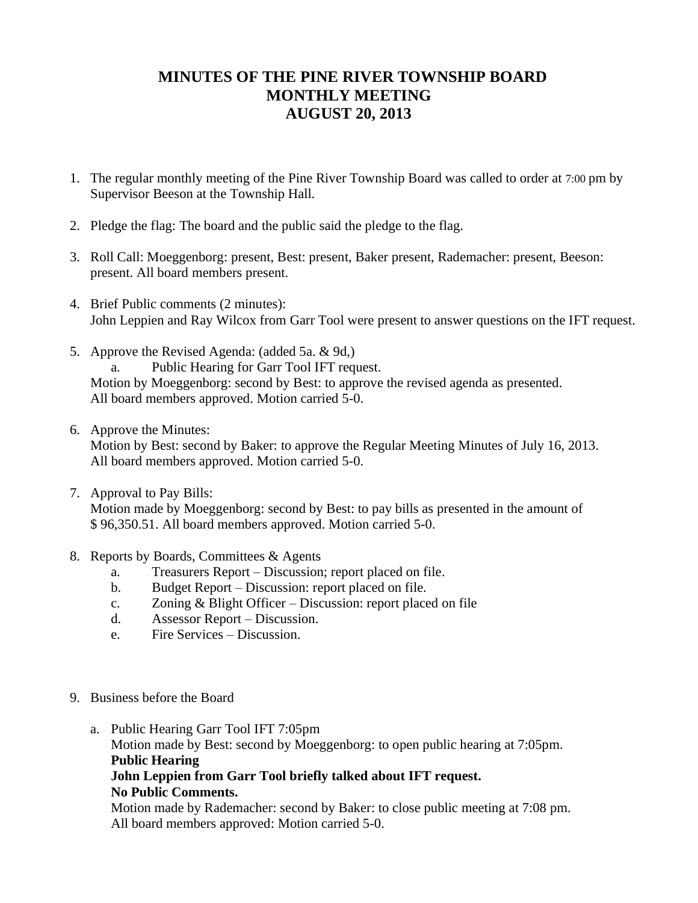# MINUTES OF THE PINE RIVER TOWNSHIP BOARD MONTHLY MEETING AUGUST 20, 2013

1. The regular monthly meeting of the Pine River Township Board was called to order at 7:00 pm by Supervisor Beeson at the Township Hall.

2. Pledge the flag: The board and the public said the pledge to the flag.

3. Roll Call: Moeggenborg: present, Best: present, Baker present, Rademacher: present, Beeson: present. All board members present.

4. Brief Public comments (2 minutes):
   John Leppien and Ray Wilcox from Garr Tool were present to answer questions on the IFT request.

5. Approve the Revised Agenda: (added 5a. & 9d,)
   a. Public Hearing for Garr Tool IFT request.

   Motion by Moeggenborg: second by Best: to approve the revised agenda as presented. All board members approved. Motion carried 5-0.

6. Approve the Minutes:
   Motion by Best: second by Baker: to approve the Regular Meeting Minutes of July 16, 2013. All board members approved. Motion carried 5-0.

7. Approval to Pay Bills:
   Motion made by Moeggenborg: second by Best: to pay bills as presented in the amount of $ 96,350.51. All board members approved. Motion carried 5-0.

8. Reports by Boards, Committees & Agents
   a. Treasurers Report – Discussion; report placed on file.
   b. Budget Report – Discussion: report placed on file.
   c. Zoning & Blight Officer – Discussion: report placed on file
   d. Assessor Report – Discussion.
   e. Fire Services – Discussion.

9. Business before the Board

   a. Public Hearing Garr Tool IFT 7:05pm
      Motion made by Best: second by Moeggenborg: to open public hearing at 7:05pm.
      **Public Hearing**
      **John Leppien from Garr Tool briefly talked about IFT request.**
      **No Public Comments.**
      Motion made by Rademacher: second by Baker: to close public meeting at 7:08 pm. All board members approved: Motion carried 5-0.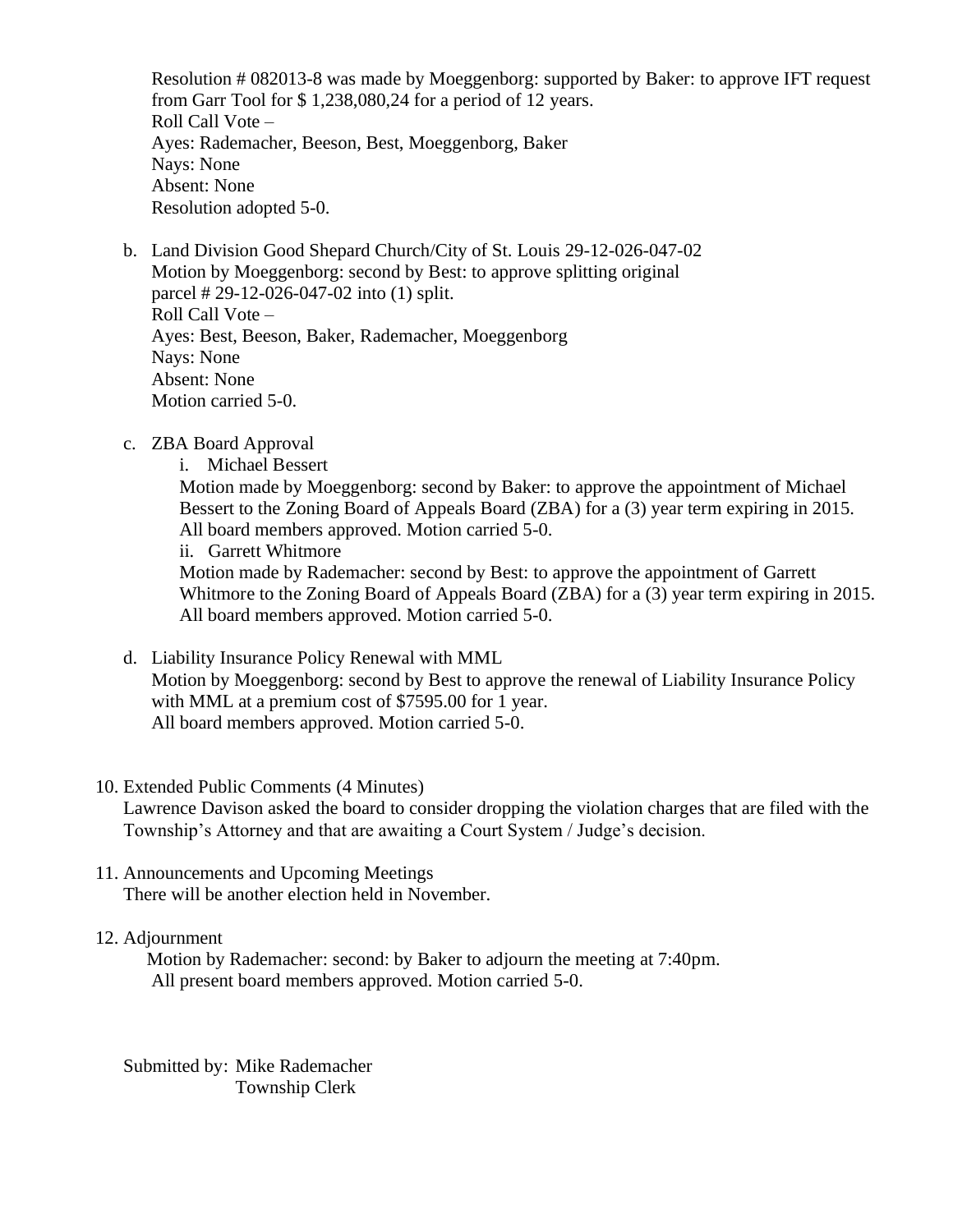Resolution # 082013-8 was made by Moeggenborg: supported by Baker: to approve IFT request from Garr Tool for $ 1,238,080,24 for a period of 12 years.
Roll Call Vote –
Ayes: Rademacher, Beeson, Best, Moeggenborg, Baker
Nays: None
Absent: None
Resolution adopted 5-0.

b. Land Division Good Shepard Church/City of St. Louis 29-12-026-047-02
   Motion by Moeggenborg: second by Best: to approve splitting original parcel # 29-12-026-047-02 into (1) split.
   Roll Call Vote –
   Ayes: Best, Beeson, Baker, Rademacher, Moeggenborg
   Nays: None
   Absent: None
   Motion carried 5-0.

c. ZBA Board Approval
   i. Michael Bessert
   Motion made by Moeggenborg: second by Baker: to approve the appointment of Michael Bessert to the Zoning Board of Appeals Board (ZBA) for a (3) year term expiring in 2015. All board members approved. Motion carried 5-0.
   ii. Garrett Whitmore
   Motion made by Rademacher: second by Best: to approve the appointment of Garrett Whitmore to the Zoning Board of Appeals Board (ZBA) for a (3) year term expiring in 2015. All board members approved. Motion carried 5-0.

d. Liability Insurance Policy Renewal with MML
   Motion by Moeggenborg: second by Best to approve the renewal of Liability Insurance Policy with MML at a premium cost of $7595.00 for 1 year.
   All board members approved. Motion carried 5-0.

10. Extended Public Comments (4 Minutes)
    Lawrence Davison asked the board to consider dropping the violation charges that are filed with the Township's Attorney and that are awaiting a Court System / Judge's decision.

11. Announcements and Upcoming Meetings
    There will be another election held in November.

12. Adjournment
    Motion by Rademacher: second: by Baker to adjourn the meeting at 7:40pm.
    All present board members approved. Motion carried 5-0.

Submitted by: Mike Rademacher
Township Clerk